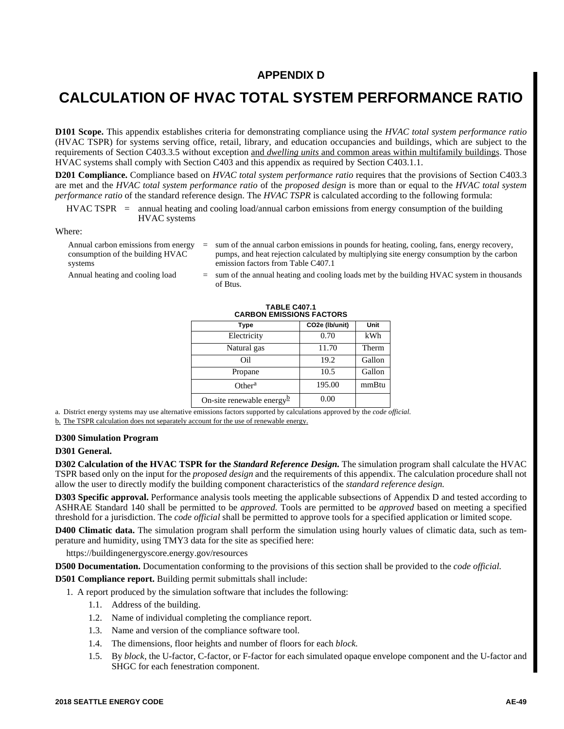# APPENDIX D

# CALCULATION OF HVAC TOTAL SYSTEM PERFORMANCE RATIO

**D101 Scope.** This appendix establishes criteria for demonstrating compliance using the *HVAC total system performance ratio* (HVAC TSPR) for systems serving office, retail, library, and education occupancies and buildings, which are subject to the requirements of Section C403.3.5 without exception and *dwelling units* and common areas within multifamily buildings. Those HVAC systems shall comply with Section C403 and this appendix as required by Section C403.1.1.

**D201 Compliance.** Compliance based on *HVAC total system performance ratio* requires that the provisions of Section C403.3 are met and the *HVAC total system performance ratio* of the *proposed design* is more than or equal to the *HVAC total system performance ratio* of the standard reference design. The *HVAC TSPR* is calculated according to the following formula:

HVAC TSPR = annual heating and cooling load/annual carbon emissions from energy consumption of the building HVAC systems

Where:

Annual carbon emissions from energy consumption of the building HVAC systems = sum of the annual carbon emissions in pounds for heating, cooling, fans, energy recovery, pumps, and heat rejection calculated by multiplying site energy consumption by the carbon emission factors from Table C407.1

Annual heating and cooling load = sum of the annual heating and cooling loads met by the building HVAC system in thousands of Btus.

**TABLE C407.1**
**CARBON EMISSIONS FACTORS**

| Type | CO2e (lb/unit) | Unit |
|---|---|---|
| Electricity | 0.70 | kWh |
| Natural gas | 11.70 | Therm |
| Oil | 19.2 | Gallon |
| Propane | 10.5 | Gallon |
| Other[a] | 195.00 | mmBtu |
| On-site renewable energy[b] | 0.00 | |

a. District energy systems may use alternative emissions factors supported by calculations approved by the *code official.*

b. The TSPR calculation does not separately account for the use of renewable energy.

**D300 Simulation Program**

**D301 General.**

**D302 Calculation of the HVAC TSPR for the *Standard Reference Design*.** The simulation program shall calculate the HVAC TSPR based only on the input for the *proposed design* and the requirements of this appendix. The calculation procedure shall not allow the user to directly modify the building component characteristics of the *standard reference design.*

**D303 Specific approval.** Performance analysis tools meeting the applicable subsections of Appendix D and tested according to ASHRAE Standard 140 shall be permitted to be *approved.* Tools are permitted to be *approved* based on meeting a specified threshold for a jurisdiction. The *code official* shall be permitted to approve tools for a specified application or limited scope.

**D400 Climatic data.** The simulation program shall perform the simulation using hourly values of climatic data, such as temperature and humidity, using TMY3 data for the site as specified here:

https://buildingenergyscore.energy.gov/resources

**D500 Documentation.** Documentation conforming to the provisions of this section shall be provided to the *code official.*

**D501 Compliance report.** Building permit submittals shall include:

1. A report produced by the simulation software that includes the following:
   - 1.1. Address of the building.
   - 1.2. Name of individual completing the compliance report.
   - 1.3. Name and version of the compliance software tool.
   - 1.4. The dimensions, floor heights and number of floors for each *block.*
   - 1.5. By *block*, the U-factor, C-factor, or F-factor for each simulated opaque envelope component and the U-factor and SHGC for each fenestration component.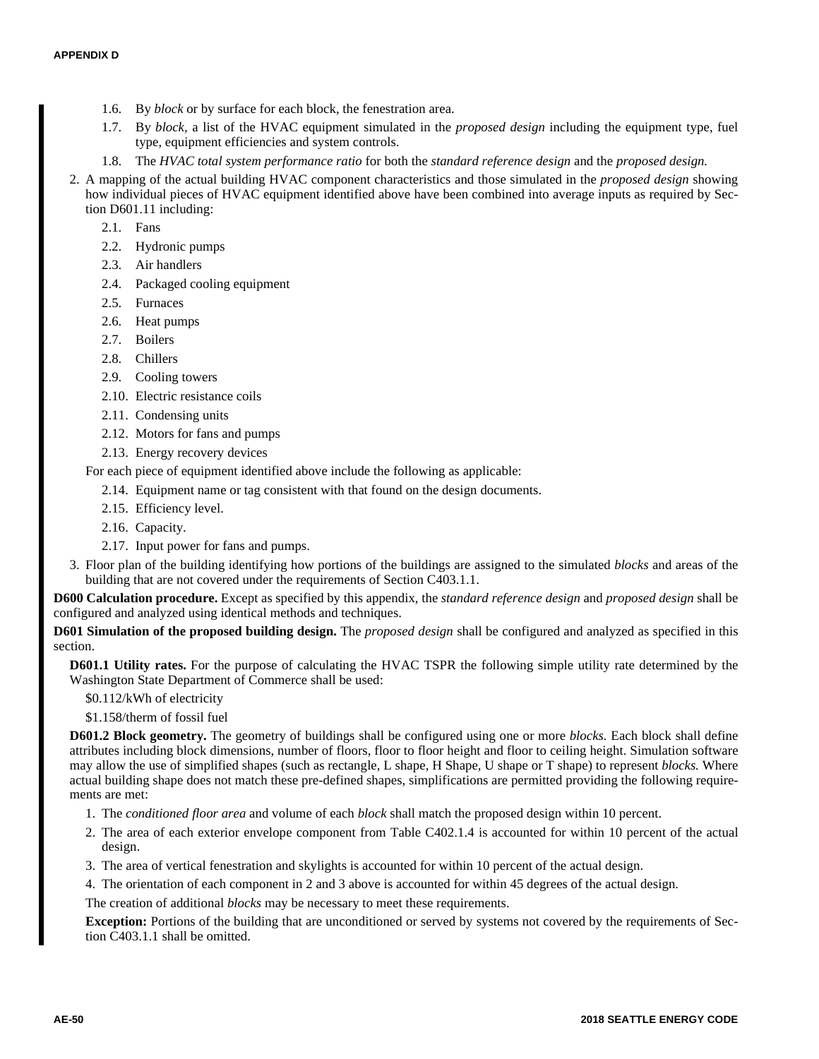1.6. By *block* or by surface for each block, the fenestration area.

   1.7. By *block*, a list of the HVAC equipment simulated in the *proposed design* including the equipment type, fuel type, equipment efficiencies and system controls.

   1.8. The *HVAC total system performance ratio* for both the *standard reference design* and the *proposed design.*

2. A mapping of the actual building HVAC component characteristics and those simulated in the *proposed design* showing how individual pieces of HVAC equipment identified above have been combined into average inputs as required by Section D601.11 including:

   2.1. Fans

   2.2. Hydronic pumps

   2.3. Air handlers

   2.4. Packaged cooling equipment

   2.5. Furnaces

   2.6. Heat pumps

   2.7. Boilers

   2.8. Chillers

   2.9. Cooling towers

   2.10. Electric resistance coils

   2.11. Condensing units

   2.12. Motors for fans and pumps

   2.13. Energy recovery devices

   For each piece of equipment identified above include the following as applicable:

   2.14. Equipment name or tag consistent with that found on the design documents.

   2.15. Efficiency level.

   2.16. Capacity.

   2.17. Input power for fans and pumps.

3. Floor plan of the building identifying how portions of the buildings are assigned to the simulated *blocks* and areas of the building that are not covered under the requirements of Section C403.1.1.

**D600 Calculation procedure.** Except as specified by this appendix, the *standard reference design* and *proposed design* shall be configured and analyzed using identical methods and techniques.

**D601 Simulation of the proposed building design.** The *proposed design* shall be configured and analyzed as specified in this section.

**D601.1 Utility rates.** For the purpose of calculating the HVAC TSPR the following simple utility rate determined by the Washington State Department of Commerce shall be used:

$0.112/kWh of electricity

$1.158/therm of fossil fuel

**D601.2 Block geometry.** The geometry of buildings shall be configured using one or more *blocks.* Each block shall define attributes including block dimensions, number of floors, floor to floor height and floor to ceiling height. Simulation software may allow the use of simplified shapes (such as rectangle, L shape, H Shape, U shape or T shape) to represent *blocks.* Where actual building shape does not match these pre-defined shapes, simplifications are permitted providing the following requirements are met:

1. The *conditioned floor area* and volume of each *block* shall match the proposed design within 10 percent.
2. The area of each exterior envelope component from Table C402.1.4 is accounted for within 10 percent of the actual design.
3. The area of vertical fenestration and skylights is accounted for within 10 percent of the actual design.
4. The orientation of each component in 2 and 3 above is accounted for within 45 degrees of the actual design.

The creation of additional *blocks* may be necessary to meet these requirements.

**Exception:** Portions of the building that are unconditioned or served by systems not covered by the requirements of Section C403.1.1 shall be omitted.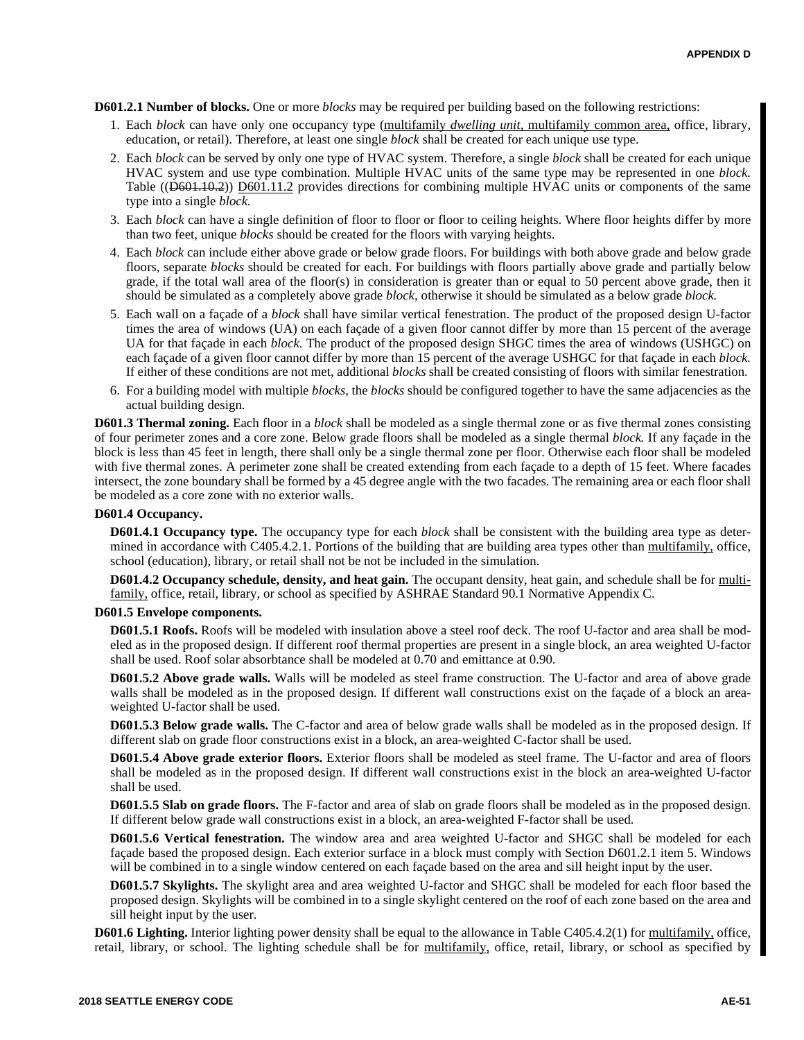**D601.2.1 Number of blocks.** One or more *blocks* may be required per building based on the following restrictions:

1. Each *block* can have only one occupancy type (multifamily *dwelling unit*, multifamily common area, office, library, education, or retail). Therefore, at least one single *block* shall be created for each unique use type.
2. Each *block* can be served by only one type of HVAC system. Therefore, a single *block* shall be created for each unique HVAC system and use type combination. Multiple HVAC units of the same type may be represented in one *block*. Table ((~~D601.10.2~~)) D601.11.2 provides directions for combining multiple HVAC units or components of the same type into a single *block*.
3. Each *block* can have a single definition of floor to floor or floor to ceiling heights. Where floor heights differ by more than two feet, unique *blocks* should be created for the floors with varying heights.
4. Each *block* can include either above grade or below grade floors. For buildings with both above grade and below grade floors, separate *blocks* should be created for each. For buildings with floors partially above grade and partially below grade, if the total wall area of the floor(s) in consideration is greater than or equal to 50 percent above grade, then it should be simulated as a completely above grade *block*, otherwise it should be simulated as a below grade *block*.
5. Each wall on a façade of a *block* shall have similar vertical fenestration. The product of the proposed design U-factor times the area of windows (UA) on each façade of a given floor cannot differ by more than 15 percent of the average UA for that façade in each *block*. The product of the proposed design SHGC times the area of windows (USHGC) on each façade of a given floor cannot differ by more than 15 percent of the average USHGC for that façade in each *block*. If either of these conditions are not met, additional *blocks* shall be created consisting of floors with similar fenestration.
6. For a building model with multiple *blocks*, the *blocks* should be configured together to have the same adjacencies as the actual building design.

**D601.3 Thermal zoning.** Each floor in a *block* shall be modeled as a single thermal zone or as five thermal zones consisting of four perimeter zones and a core zone. Below grade floors shall be modeled as a single thermal *block*. If any façade in the block is less than 45 feet in length, there shall only be a single thermal zone per floor. Otherwise each floor shall be modeled with five thermal zones. A perimeter zone shall be created extending from each façade to a depth of 15 feet. Where facades intersect, the zone boundary shall be formed by a 45 degree angle with the two facades. The remaining area or each floor shall be modeled as a core zone with no exterior walls.

**D601.4 Occupancy.**

**D601.4.1 Occupancy type.** The occupancy type for each *block* shall be consistent with the building area type as determined in accordance with C405.4.2.1. Portions of the building that are building area types other than multifamily, office, school (education), library, or retail shall not be not be included in the simulation.

**D601.4.2 Occupancy schedule, density, and heat gain.** The occupant density, heat gain, and schedule shall be for multifamily, office, retail, library, or school as specified by ASHRAE Standard 90.1 Normative Appendix C.

**D601.5 Envelope components.**

**D601.5.1 Roofs.** Roofs will be modeled with insulation above a steel roof deck. The roof U-factor and area shall be modeled as in the proposed design. If different roof thermal properties are present in a single block, an area weighted U-factor shall be used. Roof solar absorbtance shall be modeled at 0.70 and emittance at 0.90.

**D601.5.2 Above grade walls.** Walls will be modeled as steel frame construction. The U-factor and area of above grade walls shall be modeled as in the proposed design. If different wall constructions exist on the façade of a block an area-weighted U-factor shall be used.

**D601.5.3 Below grade walls.** The C-factor and area of below grade walls shall be modeled as in the proposed design. If different slab on grade floor constructions exist in a block, an area-weighted C-factor shall be used.

**D601.5.4 Above grade exterior floors.** Exterior floors shall be modeled as steel frame. The U-factor and area of floors shall be modeled as in the proposed design. If different wall constructions exist in the block an area-weighted U-factor shall be used.

**D601.5.5 Slab on grade floors.** The F-factor and area of slab on grade floors shall be modeled as in the proposed design. If different below grade wall constructions exist in a block, an area-weighted F-factor shall be used.

**D601.5.6 Vertical fenestration.** The window area and area weighted U-factor and SHGC shall be modeled for each façade based the proposed design. Each exterior surface in a block must comply with Section D601.2.1 item 5. Windows will be combined in to a single window centered on each façade based on the area and sill height input by the user.

**D601.5.7 Skylights.** The skylight area and area weighted U-factor and SHGC shall be modeled for each floor based the proposed design. Skylights will be combined in to a single skylight centered on the roof of each zone based on the area and sill height input by the user.

**D601.6 Lighting.** Interior lighting power density shall be equal to the allowance in Table C405.4.2(1) for multifamily, office, retail, library, or school. The lighting schedule shall be for multifamily, office, retail, library, or school as specified by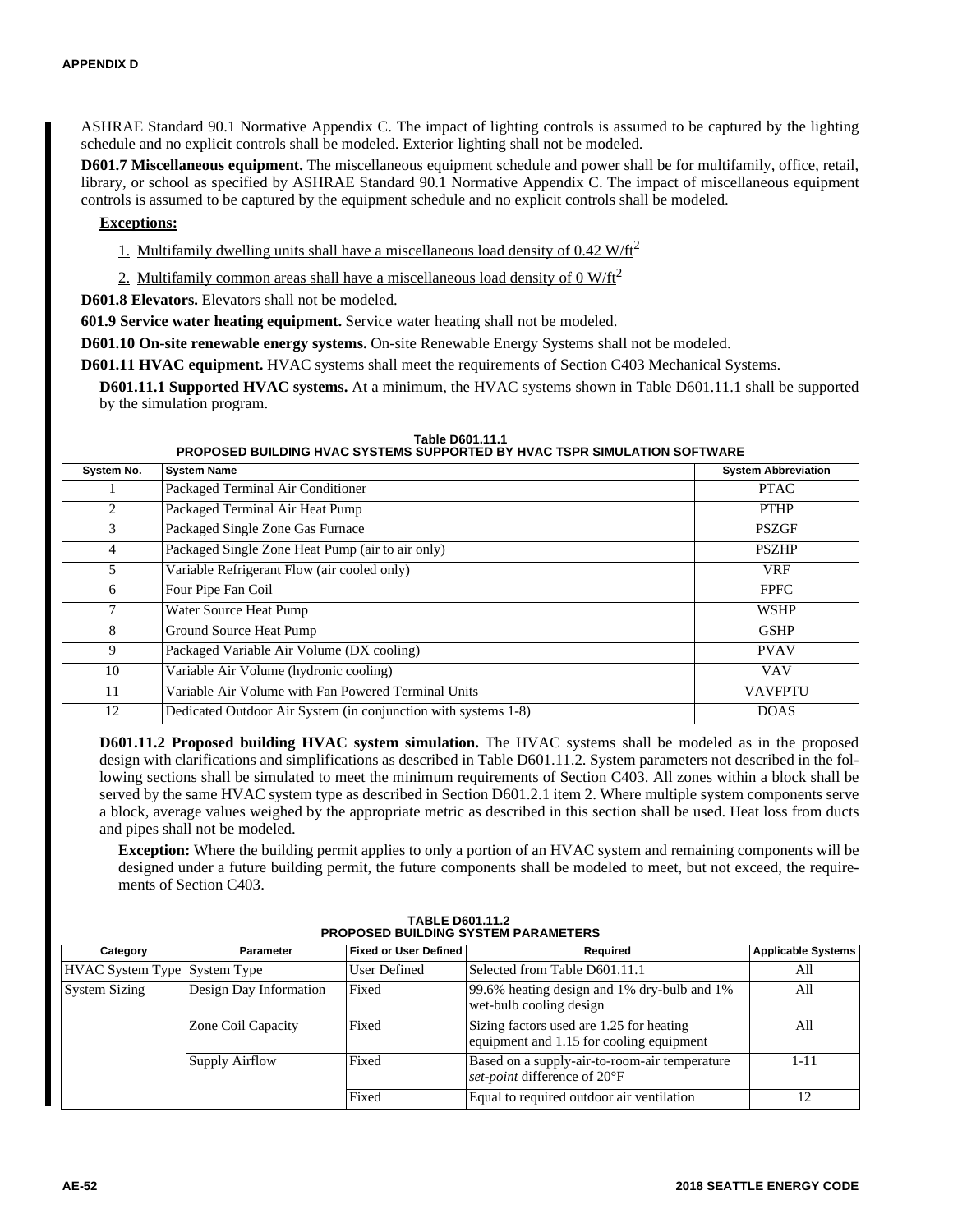ASHRAE Standard 90.1 Normative Appendix C. The impact of lighting controls is assumed to be captured by the lighting schedule and no explicit controls shall be modeled. Exterior lighting shall not be modeled.

**D601.7 Miscellaneous equipment.** The miscellaneous equipment schedule and power shall be for multifamily, office, retail, library, or school as specified by ASHRAE Standard 90.1 Normative Appendix C. The impact of miscellaneous equipment controls is assumed to be captured by the equipment schedule and no explicit controls shall be modeled.

**Exceptions:**

1. Multifamily dwelling units shall have a miscellaneous load density of 0.42 W/ft$^2$
2. Multifamily common areas shall have a miscellaneous load density of 0 W/ft$^2$

**D601.8 Elevators.** Elevators shall not be modeled.

**601.9 Service water heating equipment.** Service water heating shall not be modeled.

**D601.10 On-site renewable energy systems.** On-site Renewable Energy Systems shall not be modeled.

**D601.11 HVAC equipment.** HVAC systems shall meet the requirements of Section C403 Mechanical Systems.

**D601.11.1 Supported HVAC systems.** At a minimum, the HVAC systems shown in Table D601.11.1 shall be supported by the simulation program.

**Table D601.11.1**
**PROPOSED BUILDING HVAC SYSTEMS SUPPORTED BY HVAC TSPR SIMULATION SOFTWARE**

| System No. | System Name | System Abbreviation |
|---|---|---|
| 1 | Packaged Terminal Air Conditioner | PTAC |
| 2 | Packaged Terminal Air Heat Pump | PTHP |
| 3 | Packaged Single Zone Gas Furnace | PSZGF |
| 4 | Packaged Single Zone Heat Pump (air to air only) | PSZHP |
| 5 | Variable Refrigerant Flow (air cooled only) | VRF |
| 6 | Four Pipe Fan Coil | FPFC |
| 7 | Water Source Heat Pump | WSHP |
| 8 | Ground Source Heat Pump | GSHP |
| 9 | Packaged Variable Air Volume (DX cooling) | PVAV |
| 10 | Variable Air Volume (hydronic cooling) | VAV |
| 11 | Variable Air Volume with Fan Powered Terminal Units | VAVFPTU |
| 12 | Dedicated Outdoor Air System (in conjunction with systems 1-8) | DOAS |

**D601.11.2 Proposed building HVAC system simulation.** The HVAC systems shall be modeled as in the proposed design with clarifications and simplifications as described in Table D601.11.2. System parameters not described in the following sections shall be simulated to meet the minimum requirements of Section C403. All zones within a block shall be served by the same HVAC system type as described in Section D601.2.1 item 2. Where multiple system components serve a block, average values weighed by the appropriate metric as described in this section shall be used. Heat loss from ducts and pipes shall not be modeled.

**Exception:** Where the building permit applies to only a portion of an HVAC system and remaining components will be designed under a future building permit, the future components shall be modeled to meet, but not exceed, the requirements of Section C403.

**TABLE D601.11.2**
**PROPOSED BUILDING SYSTEM PARAMETERS**

| Category | Parameter | Fixed or User Defined | Required | Applicable Systems |
|---|---|---|---|---|
| HVAC System Type | System Type | User Defined | Selected from Table D601.11.1 | All |
| System Sizing | Design Day Information | Fixed | 99.6% heating design and 1% dry-bulb and 1% wet-bulb cooling design | All |
| | Zone Coil Capacity | Fixed | Sizing factors used are 1.25 for heating equipment and 1.15 for cooling equipment | All |
| | Supply Airflow | Fixed | Based on a supply-air-to-room-air temperature *set-point* difference of 20°F | 1-11 |
| | | Fixed | Equal to required outdoor air ventilation | 12 |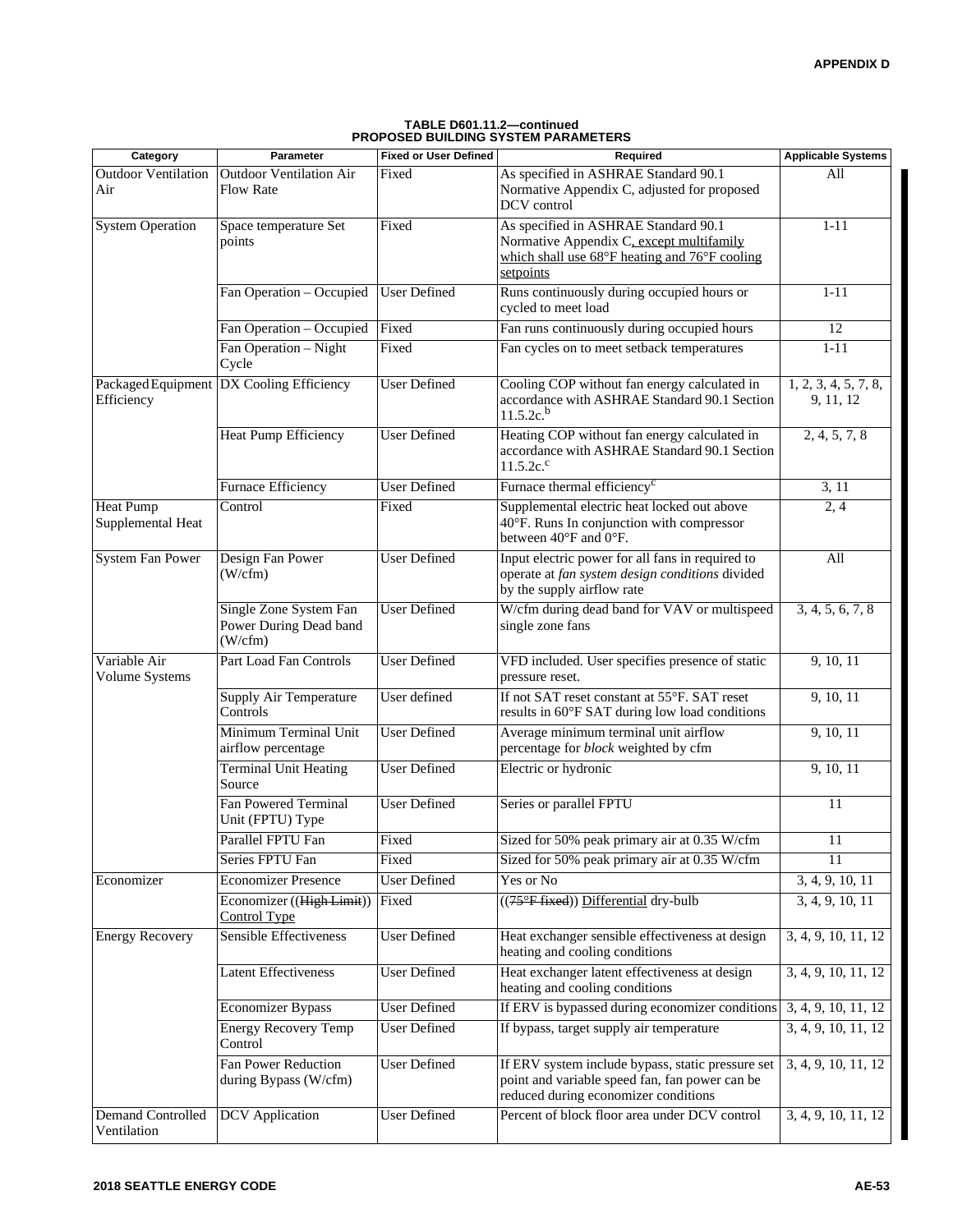**TABLE D601.11.2—continued**
**PROPOSED BUILDING SYSTEM PARAMETERS**

| Category | Parameter | Fixed or User Defined | Required | Applicable Systems |
|---|---|---|---|---|
| Outdoor Ventilation Air | Outdoor Ventilation Air Flow Rate | Fixed | As specified in ASHRAE Standard 90.1 Normative Appendix C, adjusted for proposed DCV control | All |
| System Operation | Space temperature Set points | Fixed | As specified in ASHRAE Standard 90.1 Normative Appendix C, except multifamily which shall use 68°F heating and 76°F cooling setpoints | 1-11 |
| | Fan Operation – Occupied | User Defined | Runs continuously during occupied hours or cycled to meet load | 1-11 |
| | Fan Operation – Occupied | Fixed | Fan runs continuously during occupied hours | 12 |
| | Fan Operation – Night Cycle | Fixed | Fan cycles on to meet setback temperatures | 1-11 |
| Packaged Equipment Efficiency | DX Cooling Efficiency | User Defined | Cooling COP without fan energy calculated in accordance with ASHRAE Standard 90.1 Section 11.5.2c.[b] | 1, 2, 3, 4, 5, 7, 8, 9, 11, 12 |
| | Heat Pump Efficiency | User Defined | Heating COP without fan energy calculated in accordance with ASHRAE Standard 90.1 Section 11.5.2c.[c] | 2, 4, 5, 7, 8 |
| | Furnace Efficiency | User Defined | Furnace thermal efficiency[c] | 3, 11 |
| Heat Pump Supplemental Heat | Control | Fixed | Supplemental electric heat locked out above 40°F. Runs In conjunction with compressor between 40°F and 0°F. | 2, 4 |
| System Fan Power | Design Fan Power (W/cfm) | User Defined | Input electric power for all fans in required to operate at *fan system design conditions* divided by the supply airflow rate | All |
| | Single Zone System Fan Power During Dead band (W/cfm) | User Defined | W/cfm during dead band for VAV or multispeed single zone fans | 3, 4, 5, 6, 7, 8 |
| Variable Air Volume Systems | Part Load Fan Controls | User Defined | VFD included. User specifies presence of static pressure reset. | 9, 10, 11 |
| | Supply Air Temperature Controls | User defined | If not SAT reset constant at 55°F. SAT reset results in 60°F SAT during low load conditions | 9, 10, 11 |
| | Minimum Terminal Unit airflow percentage | User Defined | Average minimum terminal unit airflow percentage for *block* weighted by cfm | 9, 10, 11 |
| | Terminal Unit Heating Source | User Defined | Electric or hydronic | 9, 10, 11 |
| | Fan Powered Terminal Unit (FPTU) Type | User Defined | Series or parallel FPTU | 11 |
| | Parallel FPTU Fan | Fixed | Sized for 50% peak primary air at 0.35 W/cfm | 11 |
| | Series FPTU Fan | Fixed | Sized for 50% peak primary air at 0.35 W/cfm | 11 |
| Economizer | Economizer Presence | User Defined | Yes or No | 3, 4, 9, 10, 11 |
| | Economizer ((~~High Limit~~)) Control Type | Fixed | ((~~75°F fixed~~)) Differential dry-bulb | 3, 4, 9, 10, 11 |
| Energy Recovery | Sensible Effectiveness | User Defined | Heat exchanger sensible effectiveness at design heating and cooling conditions | 3, 4, 9, 10, 11, 12 |
| | Latent Effectiveness | User Defined | Heat exchanger latent effectiveness at design heating and cooling conditions | 3, 4, 9, 10, 11, 12 |
| | Economizer Bypass | User Defined | If ERV is bypassed during economizer conditions | 3, 4, 9, 10, 11, 12 |
| | Energy Recovery Temp Control | User Defined | If bypass, target supply air temperature | 3, 4, 9, 10, 11, 12 |
| | Fan Power Reduction during Bypass (W/cfm) | User Defined | If ERV system include bypass, static pressure set point and variable speed fan, fan power can be reduced during economizer conditions | 3, 4, 9, 10, 11, 12 |
| Demand Controlled Ventilation | DCV Application | User Defined | Percent of block floor area under DCV control | 3, 4, 9, 10, 11, 12 |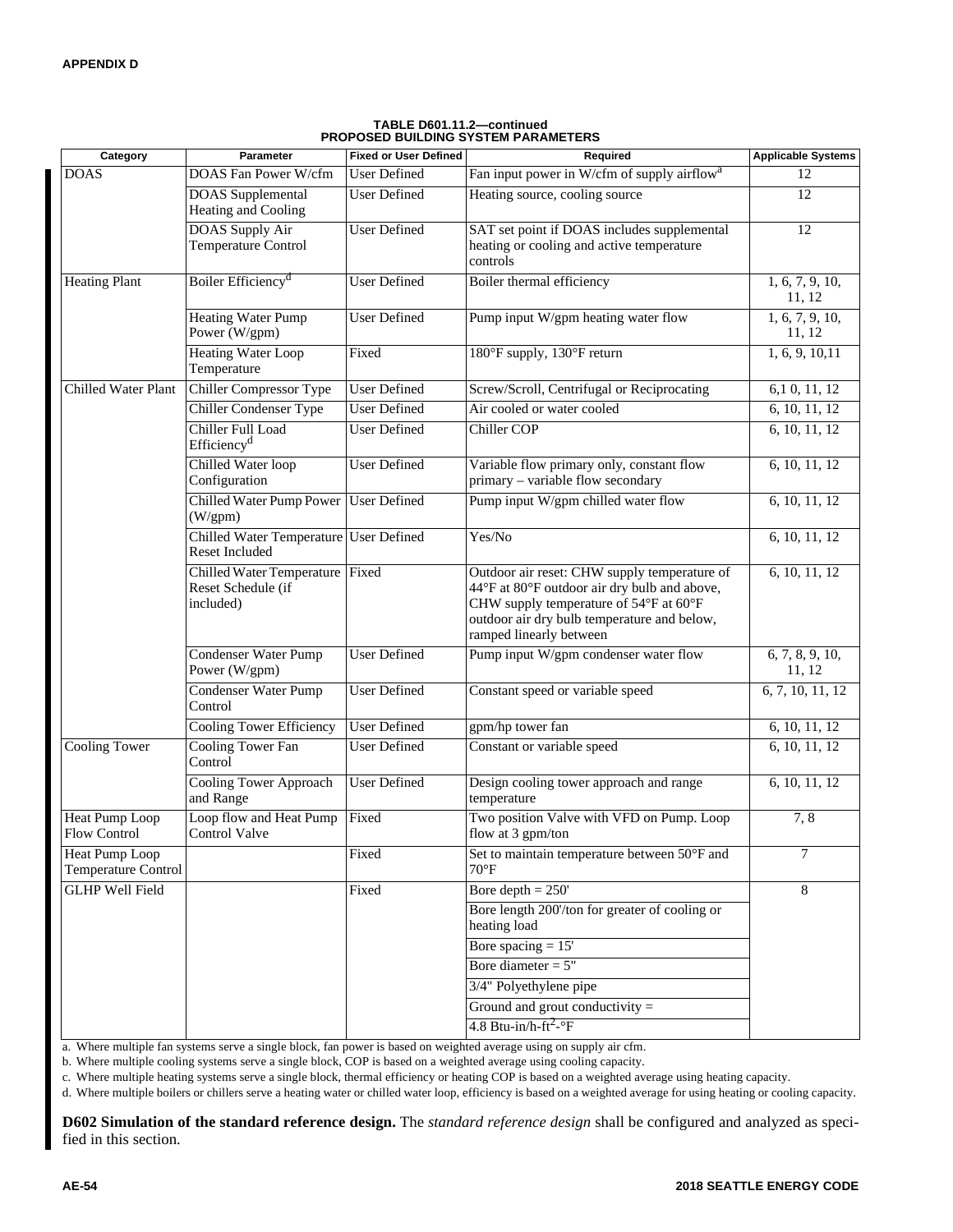**TABLE D601.11.2—continued**
**PROPOSED BUILDING SYSTEM PARAMETERS**

| Category | Parameter | Fixed or User Defined | Required | Applicable Systems |
|---|---|---|---|---|
| DOAS | DOAS Fan Power W/cfm | User Defined | Fan input power in W/cfm of supply airflow[a] | 12 |
| | DOAS Supplemental Heating and Cooling | User Defined | Heating source, cooling source | 12 |
| | DOAS Supply Air Temperature Control | User Defined | SAT set point if DOAS includes supplemental heating or cooling and active temperature controls | 12 |
| Heating Plant | Boiler Efficiency[d] | User Defined | Boiler thermal efficiency | 1, 6, 7, 9, 10, 11, 12 |
| | Heating Water Pump Power (W/gpm) | User Defined | Pump input W/gpm heating water flow | 1, 6, 7, 9, 10, 11, 12 |
| | Heating Water Loop Temperature | Fixed | 180°F supply, 130°F return | 1, 6, 9, 10,11 |
| Chilled Water Plant | Chiller Compressor Type | User Defined | Screw/Scroll, Centrifugal or Reciprocating | 6,1 0, 11, 12 |
| | Chiller Condenser Type | User Defined | Air cooled or water cooled | 6, 10, 11, 12 |
| | Chiller Full Load Efficiency[d] | User Defined | Chiller COP | 6, 10, 11, 12 |
| | Chilled Water loop Configuration | User Defined | Variable flow primary only, constant flow primary – variable flow secondary | 6, 10, 11, 12 |
| | Chilled Water Pump Power (W/gpm) | User Defined | Pump input W/gpm chilled water flow | 6, 10, 11, 12 |
| | Chilled Water Temperature Reset Included | User Defined | Yes/No | 6, 10, 11, 12 |
| | Chilled Water Temperature Reset Schedule (if included) | Fixed | Outdoor air reset: CHW supply temperature of 44°F at 80°F outdoor air dry bulb and above, CHW supply temperature of 54°F at 60°F outdoor air dry bulb temperature and below, ramped linearly between | 6, 10, 11, 12 |
| | Condenser Water Pump Power (W/gpm) | User Defined | Pump input W/gpm condenser water flow | 6, 7, 8, 9, 10, 11, 12 |
| | Condenser Water Pump Control | User Defined | Constant speed or variable speed | 6, 7, 10, 11, 12 |
| | Cooling Tower Efficiency | User Defined | gpm/hp tower fan | 6, 10, 11, 12 |
| Cooling Tower | Cooling Tower Fan Control | User Defined | Constant or variable speed | 6, 10, 11, 12 |
| | Cooling Tower Approach and Range | User Defined | Design cooling tower approach and range temperature | 6, 10, 11, 12 |
| Heat Pump Loop Flow Control | Loop flow and Heat Pump Control Valve | Fixed | Two position Valve with VFD on Pump. Loop flow at 3 gpm/ton | 7, 8 |
| Heat Pump Loop Temperature Control | | Fixed | Set to maintain temperature between 50°F and 70°F | 7 |
| GLHP Well Field | | Fixed | Bore depth = 250' | 8 |
| | | | Bore length 200'/ton for greater of cooling or heating load | |
| | | | Bore spacing = 15' | |
| | | | Bore diameter = 5" | |
| | | | 3/4" Polyethylene pipe | |
| | | | Ground and grout conductivity = | |
| | | | 4.8 Btu-in/h-ft$^2$-°F | |

a. Where multiple fan systems serve a single block, fan power is based on weighted average using on supply air cfm.

b. Where multiple cooling systems serve a single block, COP is based on a weighted average using cooling capacity.

c. Where multiple heating systems serve a single block, thermal efficiency or heating COP is based on a weighted average using heating capacity.

d. Where multiple boilers or chillers serve a heating water or chilled water loop, efficiency is based on a weighted average for using heating or cooling capacity.

**D602 Simulation of the standard reference design.** The *standard reference design* shall be configured and analyzed as specified in this section.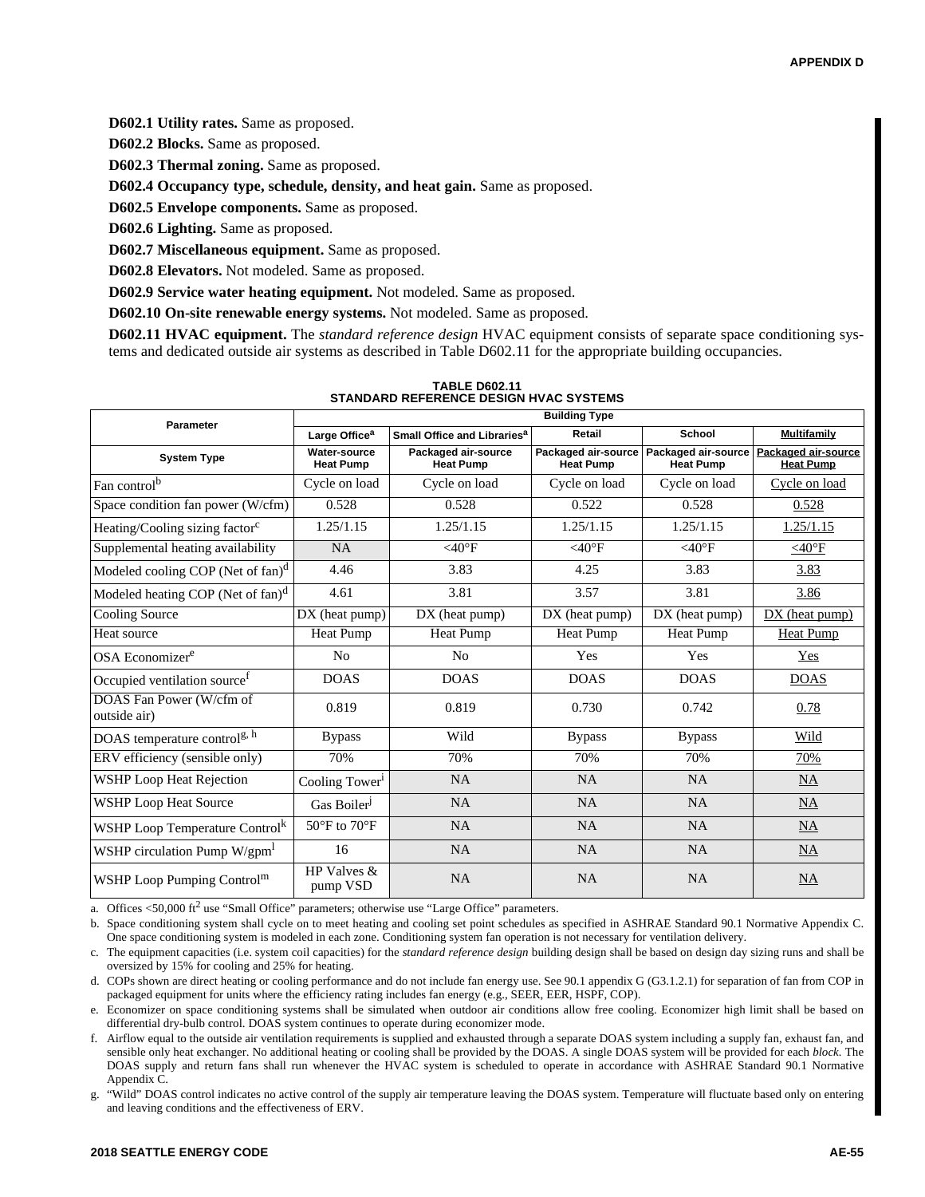**D602.1 Utility rates.** Same as proposed.

**D602.2 Blocks.** Same as proposed.

**D602.3 Thermal zoning.** Same as proposed.

**D602.4 Occupancy type, schedule, density, and heat gain.** Same as proposed.

**D602.5 Envelope components.** Same as proposed.

**D602.6 Lighting.** Same as proposed.

**D602.7 Miscellaneous equipment.** Same as proposed.

**D602.8 Elevators.** Not modeled. Same as proposed.

**D602.9 Service water heating equipment.** Not modeled. Same as proposed.

**D602.10 On-site renewable energy systems.** Not modeled. Same as proposed.

**D602.11 HVAC equipment.** The *standard reference design* HVAC equipment consists of separate space conditioning systems and dedicated outside air systems as described in Table D602.11 for the appropriate building occupancies.

**TABLE D602.11**
**STANDARD REFERENCE DESIGN HVAC SYSTEMS**

| Parameter | Building Type | | | | |
|---|---|---|---|---|---|
| | Large Office[a] | Small Office and Libraries[a] | Retail | School | Multifamily |
| **System Type** | Water-source Heat Pump | Packaged air-source Heat Pump | Packaged air-source Heat Pump | Packaged air-source Heat Pump | Packaged air-source Heat Pump |
| Fan control[b] | Cycle on load | Cycle on load | Cycle on load | Cycle on load | Cycle on load |
| Space condition fan power (W/cfm) | 0.528 | 0.528 | 0.522 | 0.528 | 0.528 |
| Heating/Cooling sizing factor[c] | 1.25/1.15 | 1.25/1.15 | 1.25/1.15 | 1.25/1.15 | 1.25/1.15 |
| Supplemental heating availability | NA | <40°F | <40°F | <40°F | <40°F |
| Modeled cooling COP (Net of fan)[d] | 4.46 | 3.83 | 4.25 | 3.83 | 3.83 |
| Modeled heating COP (Net of fan)[d] | 4.61 | 3.81 | 3.57 | 3.81 | 3.86 |
| Cooling Source | DX (heat pump) | DX (heat pump) | DX (heat pump) | DX (heat pump) | DX (heat pump) |
| Heat source | Heat Pump | Heat Pump | Heat Pump | Heat Pump | Heat Pump |
| OSA Economizer[e] | No | No | Yes | Yes | Yes |
| Occupied ventilation source[f] | DOAS | DOAS | DOAS | DOAS | DOAS |
| DOAS Fan Power (W/cfm of outside air) | 0.819 | 0.819 | 0.730 | 0.742 | 0.78 |
| DOAS temperature control[g, h] | Bypass | Wild | Bypass | Bypass | Wild |
| ERV efficiency (sensible only) | 70% | 70% | 70% | 70% | 70% |
| WSHP Loop Heat Rejection | Cooling Tower[i] | NA | NA | NA | NA |
| WSHP Loop Heat Source | Gas Boiler[j] | NA | NA | NA | NA |
| WSHP Loop Temperature Control[k] | 50°F to 70°F | NA | NA | NA | NA |
| WSHP circulation Pump W/gpm[l] | 16 | NA | NA | NA | NA |
| WSHP Loop Pumping Control[m] | HP Valves & pump VSD | NA | NA | NA | NA |

a. Offices <50,000 ft$^2$ use "Small Office" parameters; otherwise use "Large Office" parameters.

b. Space conditioning system shall cycle on to meet heating and cooling set point schedules as specified in ASHRAE Standard 90.1 Normative Appendix C. One space conditioning system is modeled in each zone. Conditioning system fan operation is not necessary for ventilation delivery.

c. The equipment capacities (i.e. system coil capacities) for the *standard reference design* building design shall be based on design day sizing runs and shall be oversized by 15% for cooling and 25% for heating.

d. COPs shown are direct heating or cooling performance and do not include fan energy use. See 90.1 appendix G (G3.1.2.1) for separation of fan from COP in packaged equipment for units where the efficiency rating includes fan energy (e.g., SEER, EER, HSPF, COP).

e. Economizer on space conditioning systems shall be simulated when outdoor air conditions allow free cooling. Economizer high limit shall be based on differential dry-bulb control. DOAS system continues to operate during economizer mode.

f. Airflow equal to the outside air ventilation requirements is supplied and exhausted through a separate DOAS system including a supply fan, exhaust fan, and sensible only heat exchanger. No additional heating or cooling shall be provided by the DOAS. A single DOAS system will be provided for each *block.* The DOAS supply and return fans shall run whenever the HVAC system is scheduled to operate in accordance with ASHRAE Standard 90.1 Normative Appendix C.

g. "Wild" DOAS control indicates no active control of the supply air temperature leaving the DOAS system. Temperature will fluctuate based only on entering and leaving conditions and the effectiveness of ERV.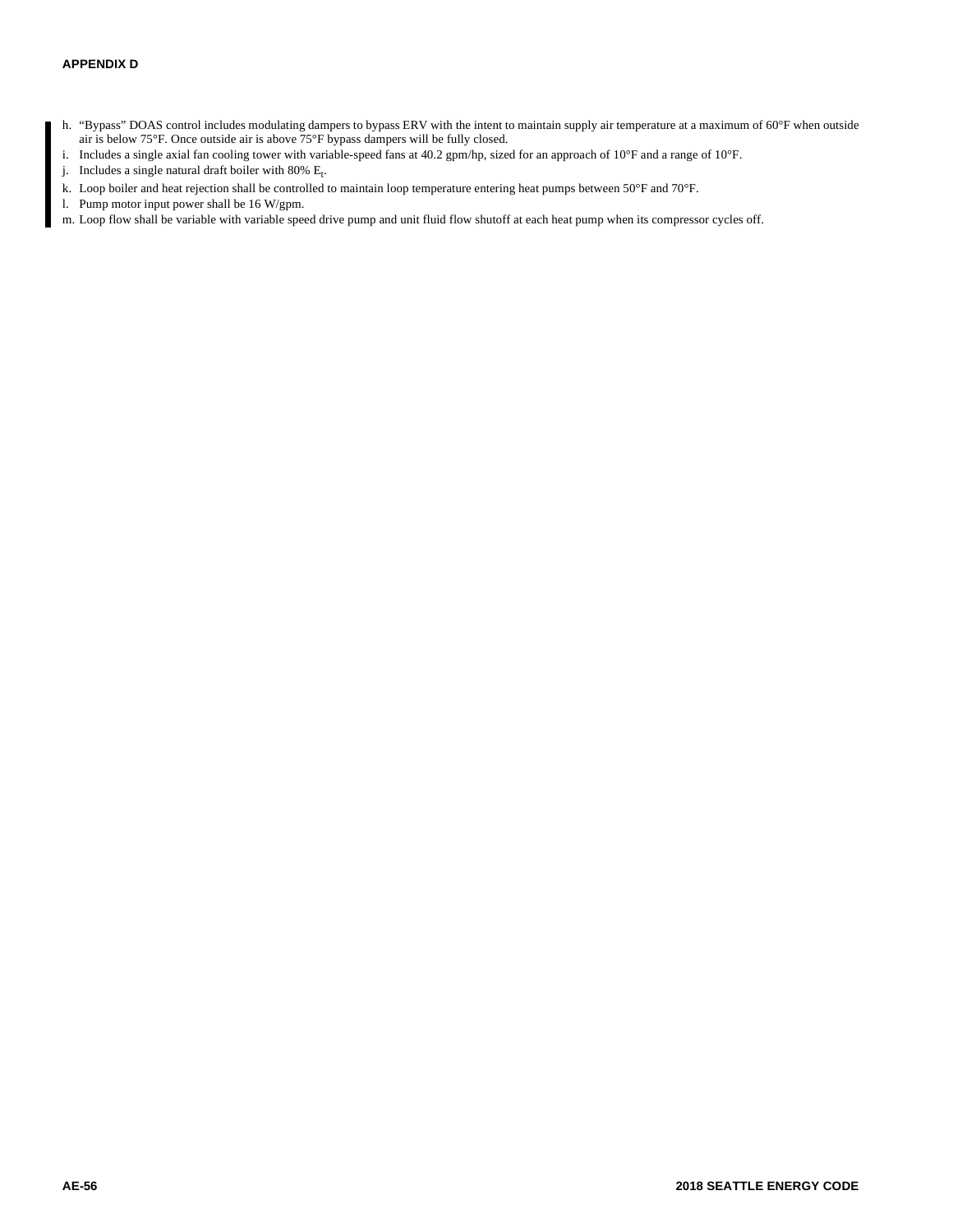h. "Bypass" DOAS control includes modulating dampers to bypass ERV with the intent to maintain supply air temperature at a maximum of 60°F when outside air is below 75°F. Once outside air is above 75°F bypass dampers will be fully closed.

i. Includes a single axial fan cooling tower with variable-speed fans at 40.2 gpm/hp, sized for an approach of 10°F and a range of 10°F.

j. Includes a single natural draft boiler with 80% $E_t$.

k. Loop boiler and heat rejection shall be controlled to maintain loop temperature entering heat pumps between 50°F and 70°F.

l. Pump motor input power shall be 16 W/gpm.

m. Loop flow shall be variable with variable speed drive pump and unit fluid flow shutoff at each heat pump when its compressor cycles off.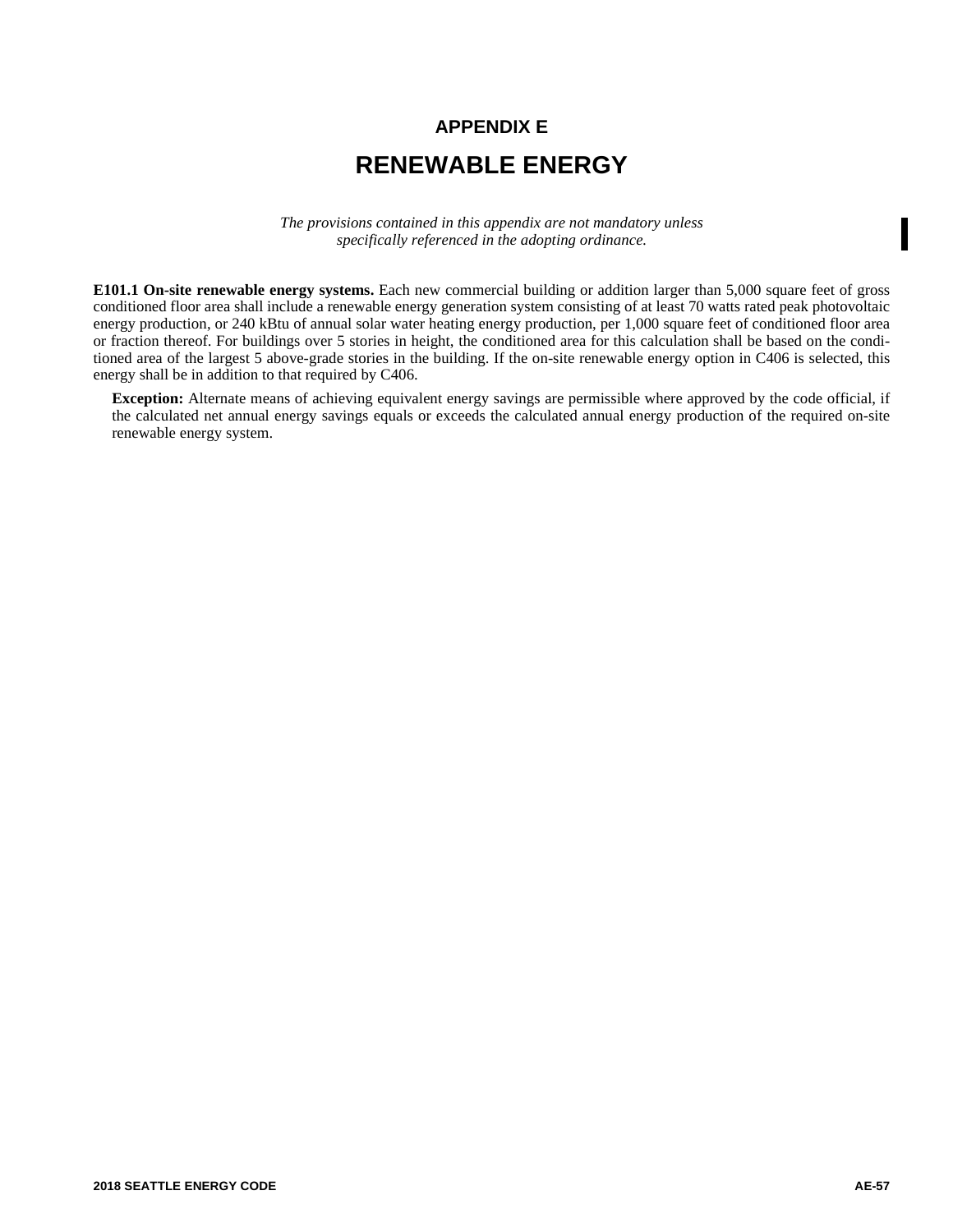# APPENDIX E

# RENEWABLE ENERGY

*The provisions contained in this appendix are not mandatory unless specifically referenced in the adopting ordinance.*

**E101.1 On-site renewable energy systems.** Each new commercial building or addition larger than 5,000 square feet of gross conditioned floor area shall include a renewable energy generation system consisting of at least 70 watts rated peak photovoltaic energy production, or 240 kBtu of annual solar water heating energy production, per 1,000 square feet of conditioned floor area or fraction thereof. For buildings over 5 stories in height, the conditioned area for this calculation shall be based on the conditioned area of the largest 5 above-grade stories in the building. If the on-site renewable energy option in C406 is selected, this energy shall be in addition to that required by C406.

**Exception:** Alternate means of achieving equivalent energy savings are permissible where approved by the code official, if the calculated net annual energy savings equals or exceeds the calculated annual energy production of the required on-site renewable energy system.